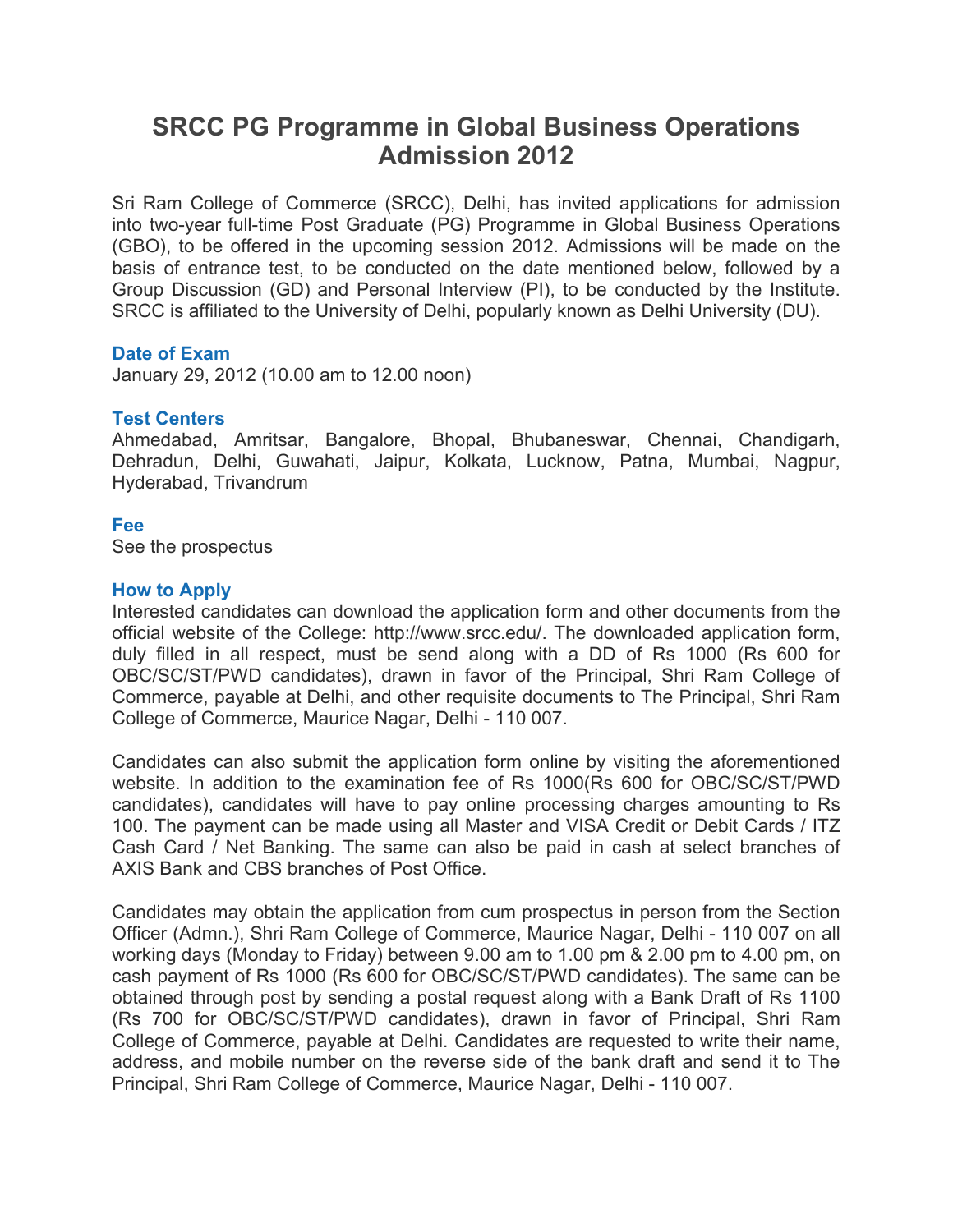# SRCC PG Programme in Global Business Operations Admission 2012

Sri Ram College of Commerce (SRCC), Delhi, has invited applications for admission into two-year full-time Post Graduate (PG) Programme in Global Business Operations (GBO), to be offered in the upcoming session 2012. Admissions will be made on the basis of entrance test, to be conducted on the date mentioned below, followed by a Group Discussion (GD) and Personal Interview (PI), to be conducted by the Institute. SRCC is affiliated to the University of Delhi, popularly known as Delhi University (DU).

### Date of Exam

January 29, 2012 (10.00 am to 12.00 noon)

### Test Centers

Ahmedabad, Amritsar, Bangalore, Bhopal, Bhubaneswar, Chennai, Chandigarh, Dehradun, Delhi, Guwahati, Jaipur, Kolkata, Lucknow, Patna, Mumbai, Nagpur, Hyderabad, Trivandrum

### Fee

See the prospectus

### How to Apply

Interested candidates can download the application form and other documents from the official website of the College: http://www.srcc.edu/. The downloaded application form, duly filled in all respect, must be send along with a DD of Rs 1000 (Rs 600 for OBC/SC/ST/PWD candidates), drawn in favor of the Principal, Shri Ram College of Commerce, payable at Delhi, and other requisite documents to The Principal, Shri Ram College of Commerce, Maurice Nagar, Delhi - 110 007.

Candidates can also submit the application form online by visiting the aforementioned website. In addition to the examination fee of Rs 1000(Rs 600 for OBC/SC/ST/PWD candidates), candidates will have to pay online processing charges amounting to Rs 100. The payment can be made using all Master and VISA Credit or Debit Cards / ITZ Cash Card / Net Banking. The same can also be paid in cash at select branches of AXIS Bank and CBS branches of Post Office.

Candidates may obtain the application from cum prospectus in person from the Section Officer (Admn.), Shri Ram College of Commerce, Maurice Nagar, Delhi - 110 007 on all working days (Monday to Friday) between 9.00 am to 1.00 pm & 2.00 pm to 4.00 pm, on cash payment of Rs 1000 (Rs 600 for OBC/SC/ST/PWD candidates). The same can be obtained through post by sending a postal request along with a Bank Draft of Rs 1100 (Rs 700 for OBC/SC/ST/PWD candidates), drawn in favor of Principal, Shri Ram College of Commerce, payable at Delhi. Candidates are requested to write their name, address, and mobile number on the reverse side of the bank draft and send it to The Principal, Shri Ram College of Commerce, Maurice Nagar, Delhi - 110 007.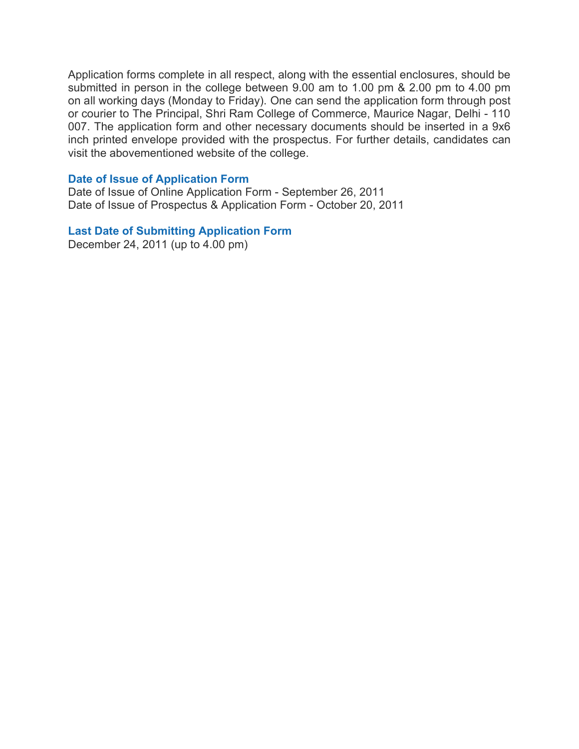Application forms complete in all respect, along with the essential enclosures, should be submitted in person in the college between 9.00 am to 1.00 pm & 2.00 pm to 4.00 pm on all working days (Monday to Friday). One can send the application form through post or courier to The Principal, Shri Ram College of Commerce, Maurice Nagar, Delhi - 110 007. The application form and other necessary documents should be inserted in a 9x6 inch printed envelope provided with the prospectus. For further details, candidates can visit the abovementioned website of the college.

### Date of Issue of Application Form

Date of Issue of Online Application Form - September 26, 2011
Date of Issue of Prospectus & Application Form - October 20, 2011

### Last Date of Submitting Application Form

December 24, 2011 (up to 4.00 pm)